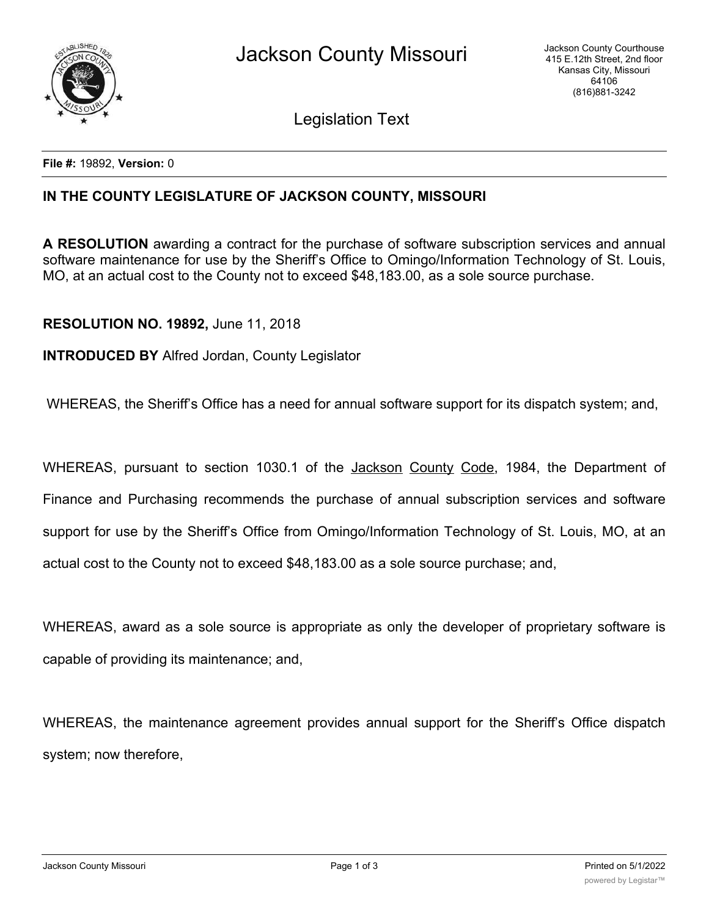**File #:** 19892, **Version:** 0

**IN THE COUNTY LEGISLATURE OF JACKSON COUNTY, MISSOURI**

**A RESOLUTION** awarding a contract for the purchase of software subscription services and annual software maintenance for use by the Sheriff's Office to Omingo/Information Technology of St. Louis, MO, at an actual cost to the County not to exceed $48,183.00, as a sole source purchase.

**RESOLUTION NO. 19892,** June 11, 2018

**INTRODUCED BY** Alfred Jordan, County Legislator

WHEREAS, the Sheriff's Office has a need for annual software support for its dispatch system; and,

WHEREAS, pursuant to section 1030.1 of the Jackson County Code, 1984, the Department of Finance and Purchasing recommends the purchase of annual subscription services and software support for use by the Sheriff's Office from Omingo/Information Technology of St. Louis, MO, at an actual cost to the County not to exceed $48,183.00 as a sole source purchase; and,

WHEREAS, award as a sole source is appropriate as only the developer of proprietary software is capable of providing its maintenance; and,

WHEREAS, the maintenance agreement provides annual support for the Sheriff's Office dispatch system; now therefore,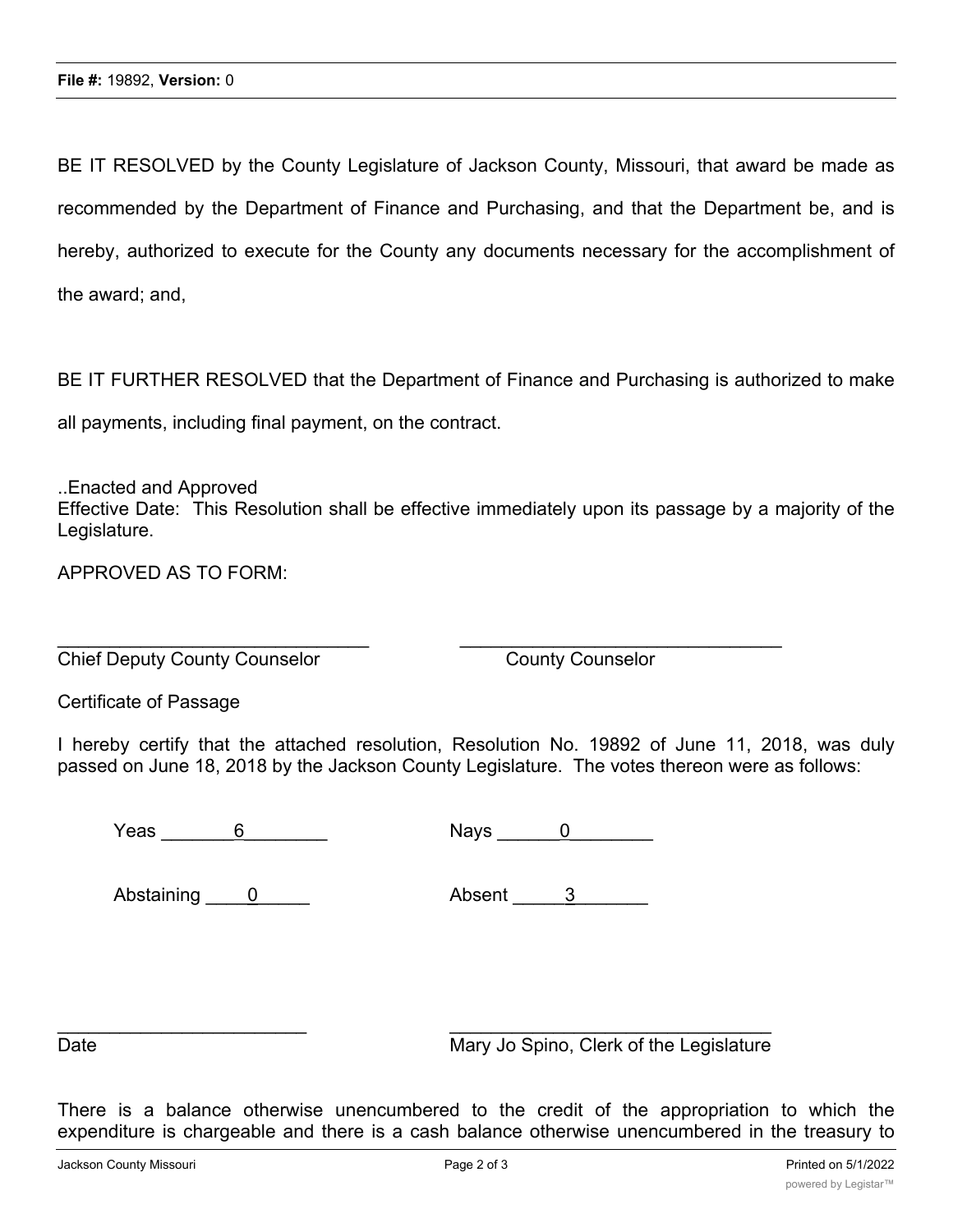BE IT RESOLVED by the County Legislature of Jackson County, Missouri, that award be made as recommended by the Department of Finance and Purchasing, and that the Department be, and is hereby, authorized to execute for the County any documents necessary for the accomplishment of the award; and,

BE IT FURTHER RESOLVED that the Department of Finance and Purchasing is authorized to make all payments, including final payment, on the contract.

..Enacted and Approved
Effective Date: This Resolution shall be effective immediately upon its passage by a majority of the Legislature.

APPROVED AS TO FORM:

_______________________________ Chief Deputy County Counselor

_______________________________ County Counselor

Certificate of Passage

I hereby certify that the attached resolution, Resolution No. 19892 of June 11, 2018, was duly passed on June 18, 2018 by the Jackson County Legislature. The votes thereon were as follows:

Yeas ____6____ Nays ____0____

Abstaining ____0____ Absent ____3____

_______________________ Date

_______________________________ Mary Jo Spino, Clerk of the Legislature

There is a balance otherwise unencumbered to the credit of the appropriation to which the expenditure is chargeable and there is a cash balance otherwise unencumbered in the treasury to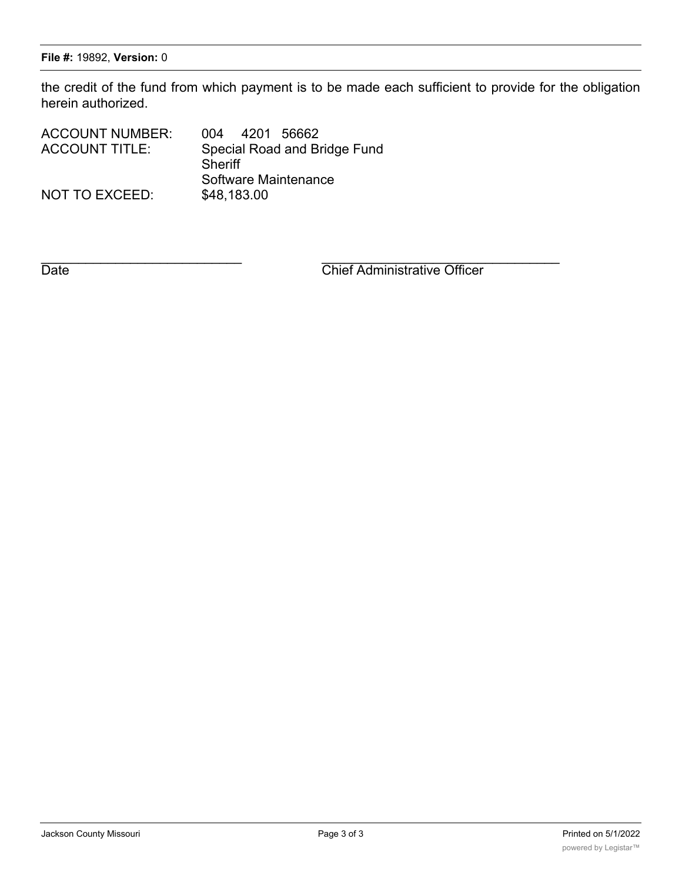the credit of the fund from which payment is to be made each sufficient to provide for the obligation herein authorized.

| | |
|---|---|
| ACCOUNT NUMBER: | 004 4201 56662 |
| ACCOUNT TITLE: | Special Road and Bridge Fund<br>Sheriff<br>Software Maintenance |
| NOT TO EXCEED: | $48,183.00 |

\_\_\_\_\_\_\_\_\_\_\_\_\_\_\_\_\_\_\_\_\_\_\_\_\_\_\_\_ \_\_\_\_\_\_\_\_\_\_\_\_\_\_\_\_\_\_\_\_\_\_\_\_\_\_\_\_\_\_\_\_\_
Date Chief Administrative Officer